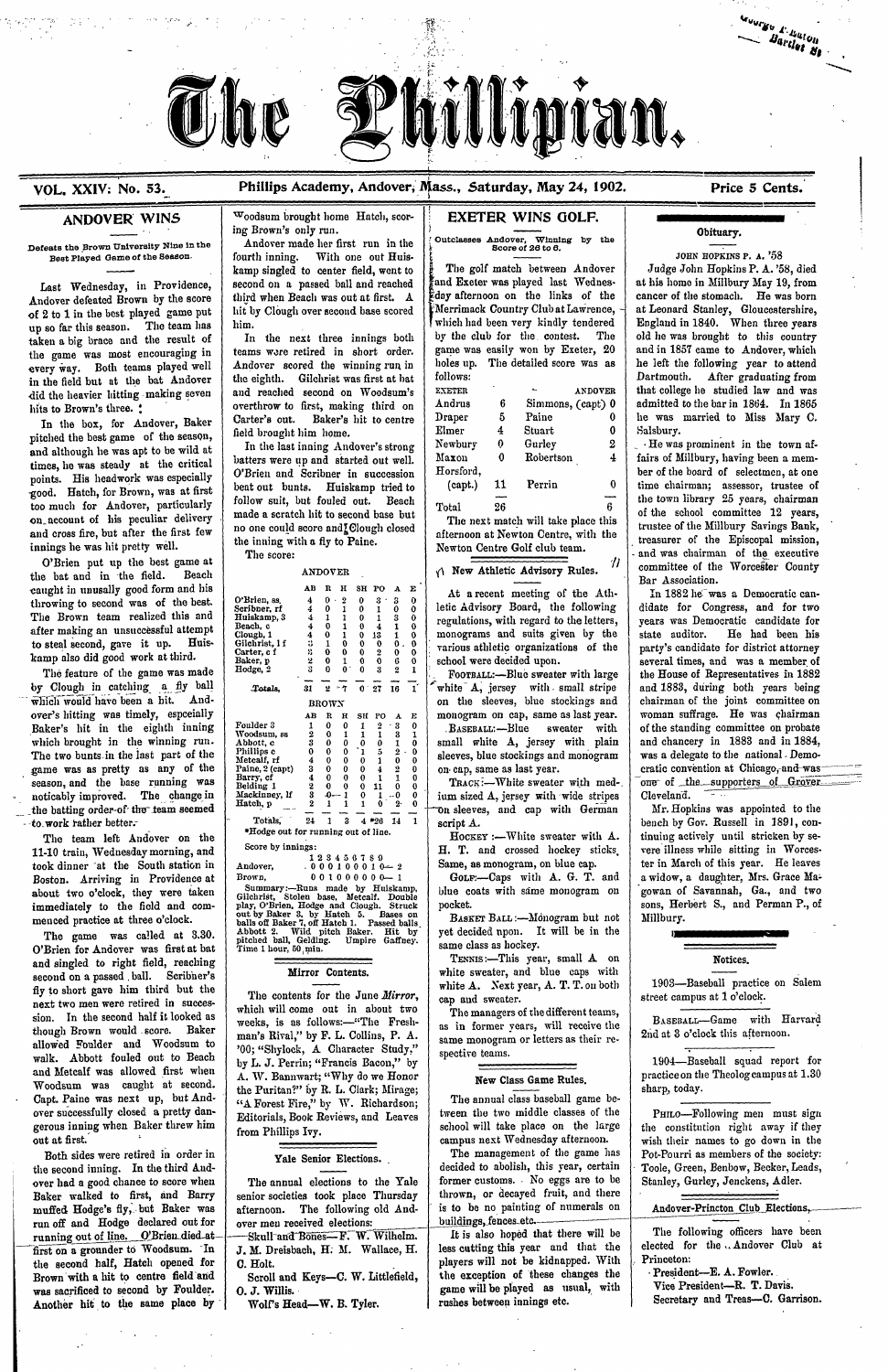# The Phillipian.

**VOL. XXIV: No. 53.** Phillips Academy, Andover, Mass., Saturday, May 24, 1902. Price 5 Cents.

## ANDOVER WINS

Defeats the Brown University Nine in the Best Played Game of the Season.

Last Wednesday, in Providence, Andover defeated Brown by the score of 2 to 1 in the best played game put up so far this season. The team has taken a big brace and the result of the game was most encouraging in every way. Both teams played well in the field but at the bat Andover did the heavier hitting making seven hits to Brown's three.

In the box, for Andover, Baker pitched the best game of the season, and although he was apt to be wild at times, he was steady at the critical points. His headwork was especially good. Hatch, for Brown, was at first too much for Andover, particularly on account of his peculiar delivery and cross fire, but after the first few innings he was hit pretty well.

O'Brien put up the best game at the bat and in the field. Beach caught in unusually good form and his throwing to second was of the best. The Brown team realized this and after making an unsuccessful attempt to steal second, gave it up. Huiskamp also did good work at third.

The feature of the game was made by Clough in catching a fly ball which would have been a hit. Andover's hitting was timely, especially Baker's hit in the eighth inning which brought in the winning run. The two bunts in the last part of the game was as pretty as any of the season, and the base running was noticably improved. The change in the batting order of the team seemed to work rather better.

The team left Andover on the 11-10 train, Wednesday morning, and took dinner at the South station in Boston. Arriving in Providence at about two o'clock, they were taken immediately to the field and commenced practice at three o'clock.

The game was called at 3.30. O'Brien for Andover was first at bat and singled to right field, reaching second on a passed ball. Scribner's fly to short gave him third but the next two men were retired in succession. In the second half it looked as though Brown would score. Baker allowed Foulder and Woodsum to walk. Abbott fouled out to Beach and Metcalf was allowed first when Woodsum was caught at second. Capt. Paine was next up, but Andover successfully closed a pretty dangerous inning when Baker threw him out at first.

Both sides were retired in order in the second inning. In the third Andover had a good chance to score when Baker walked to first, and Barry muffed Hodge's fly, but Baker was run off and Hodge declared out for running out of line. O'Brien died at first on a grounder to Woodsum. In the second half, Hatch opened for Brown with a hit to centre field and was sacrificed to second by Foulder. Another hit to the same place by Woodsum brought home Hatch, scoring Brown's only run.

Andover made her first run in the fourth inning. With one out Huiskamp singled to center field, went to second on a passed ball and reached third when Beach was out at first. A hit by Clough over second base scored him.

In the next three innings both teams were retired in short order. Andover scored the winning run in the eighth. Gilchrist was first at bat and reached second on Woodsum's overthrow to first, making third on Carter's out. Baker's hit to centre field brought him home.

In the last inning Andover's strong batters were up and started out well. O'Brien and Scribner in succession beat out bunts. Huiskamp tried to follow suit, but fouled out. Beach made a scratch hit to second base but no one could score and Clough closed the inning with a fly to Paine.

The score:

ANDOVER

| | AB | R | H | SH | PO | A | E |
|---|---|---|---|---|---|---|---|
| O'Brien, ss | 4 | 0 | 2 | 0 | 3 | 3 | 0 |
| Scribner, rf | 4 | 0 | 1 | 0 | 1 | 0 | 0 |
| Huiskamp, 3 | 4 | 1 | 1 | 0 | 1 | 3 | 0 |
| Beach, c | 4 | 0 | 1 | 0 | 4 | 1 | 0 |
| Clough, 1 | 4 | 0 | 1 | 0 | 13 | 1 | 0 |
| Gilchrist, 1 f | 3 | 1 | 0 | 0 | 0 | 0 | 0 |
| Carter, c f | 3 | 0 | 0 | 0 | 2 | 0 | 0 |
| Baker, p | 2 | 0 | 1 | 0 | 0 | 6 | 0 |
| Hodge, 2 | 3 | 0 | 0 | 0 | 3 | 2 | 1 |
| Totals, | 31 | 2 | 7 | 0 | 27 | 16 | 1 |

BROWN

| | AB | R | H | SH | PO | A | E |
|---|---|---|---|---|---|---|---|
| Foulder 3 | 1 | 0 | 0 | 1 | 2 | 3 | 0 |
| Woodsum, ss | 2 | 0 | 1 | 1 | 1 | 3 | 1 |
| Abbott, c | 3 | 0 | 0 | 0 | 0 | 1 | 0 |
| Phillips c | 0 | 0 | 0 | 1 | 5 | 2 | 0 |
| Metcalf, rf | 4 | 0 | 0 | 0 | 1 | 0 | 0 |
| Paine, 2 (capt) | 3 | 0 | 0 | 0 | 4 | 2 | 0 |
| Barry, cf | 4 | 0 | 0 | 0 | 1 | 1 | 0 |
| Belding 1 | 2 | 0 | 0 | 0 | 11 | 0 | 0 |
| Mackinney, lf | 3 | 0 | 1 | 0 | 1 | 0 | 0 |
| Hatch, p | 2 | 1 | 1 | 1 | 0 | 2 | 0 |
| Totals, | 24 | 1 | 3 | 4 | *26 | 14 | 1 |

*Hodge out for running out of line.

Score by innings:

| | 1 | 2 | 3 | 4 | 5 | 6 | 7 | 8 | 9 | |
|---|---|---|---|---|---|---|---|---|---|---|
| Andover, | 0 | 0 | 0 | 1 | 0 | 0 | 0 | 1 | 0 | —2 |
| Brown, | 0 | 0 | 1 | 0 | 0 | 0 | 0 | 0 | 0 | —1 |

Summary:—Runs made by Huiskamp, Gilchrist, Stolen base, Metcalf. Double play, O'Brien, Hodge and Clough. Struck out by Baker 3, by Hatch 5. Bases on balls off Baker 7, off Hatch 1. Passed balls, Abbott 2. Wild pitch Baker. Hit by pitched ball, Gelding. Umpire Gaffney. Time 1 hour, 50 min.

## Mirror Contents.

The contents for the June *Mirror*, which will come out in about two weeks, is as follows:—"The Freshman's Rival," by F. L. Collins, P. A. '00; "Shylock, A Character Study," by L. J. Perrin; "Francis Bacon," by A. W. Bannwart; "Why do we Honor the Puritan?" by R. L. Clark; Mirage; "A Forest Fire," by W. Richardson; Editorials, Book Reviews, and Leaves from Phillips Ivy.

## Yale Senior Elections.

The annual elections to the Yale senior societies took place Thursday afternoon. The following old Andover men received the elections:

Skull and Bones—F. W. Wilhelm, J. M. Dreisbach, H. M. Wallace, H. C. Holt.

Scroll and Keys—C. W. Littlefield, O. J. Willis.

Wolf's Head—W. B. Tyler.

## EXETER WINS GOLF.

Outclasses Andover, Winning by the Score of 26 to 6.

The golf match between Andover and Exeter was played last Wednesday afternoon on the links of the Merrimack Country Club at Lawrence, which had been very kindly tendered by the club for the contest. The game was easily won by Exeter, 20 holes up. The detailed score was as follows:

| EXETER | | ANDOVER | |
|---|---|---|---|
| Andrus | 6 | Simmons, (capt) | 0 |
| Draper | 5 | Paine | 0 |
| Elmer | 4 | Stuart | 0 |
| Newbury | 0 | Gurley | 2 |
| Maxon | 0 | Robertson | 4 |
| Horsford, (capt.) | 11 | Perrin | 0 |
| Total | 26 | | 6 |

The next match will take place this afternoon at Newton Centre, with the Newton Centre Golf club team.

## New Athletic Advisory Rules.

At a recent meeting of the Athletic Advisory Board, the following regulations, with regard to the letters, monograms and suits given by the various athletic organizations of the school were decided upon.

FOOTBALL:—Blue sweater with large white A, jersey with small stripe on the sleeves, blue stockings and monogram on cap, same as last year.

BASEBALL:—Blue sweater with small white A, jersey with plain sleeves, blue stockings and monogram on cap, same as last year.

TRACK:—White sweater with medium sized A, jersey with wide stripes on sleeves, and cap with German script A.

HOCKEY:—White sweater with A. H. T. and crossed hockey sticks. Same, as monogram, on blue cap.

GOLF:—Caps with A. G. T. and blue coats with same monogram on pocket.

BASKET BALL:—Monogram but not yet decided upon. It will be in the same class as hockey.

TENNIS:—This year, small A on white sweater, and blue caps with white A. Next year, A. T. T. on both cap and sweater.

The managers of the different teams, as in former years, will receive the same monogram or letters as their respective teams.

## New Class Game Rules.

The annual class baseball game between the two middle classes of the school will take place on the large campus next Wednesday afternoon.

The management of the game has decided to abolish, this year, certain former customs. No eggs are to be thrown, or decayed fruit, and there is to be no painting of numerals on buildings, fences etc.

It is also hoped that there will be less cutting this year and that the players will not be kidnapped. With the exception of these changes the game will be played as usual, with rushes between innings etc.

## Obituary.

JOHN HOPKINS P. A. '58

Judge John Hopkins P. A. '58, died at his home in Millbury May 19, from cancer of the stomach. He was born at Leonard Stanley, Gloucestershire, England in 1840. When three years old he was brought to this country and in 1857 came to Andover, which he left the following year to attend Dartmouth. After graduating from that college he studied law and was admitted to the bar in 1864. In 1865 he was married to Miss Mary C. Salsbury.

He was prominent in the town affairs of Millbury, having been a member of the board of selectmen, at one time chairman; assessor, trustee of the town library 25 years, chairman of the school committee 12 years, trustee of the Millbury Savings Bank, treasurer of the Episcopal mission, and was chairman of the executive committee of the Worcester County Bar Association.

In 1882 he was a Democratic candidate for Congress, and for two years was Democratic candidate for state auditor. He had been his party's candidate for district attorney several times, and was a member of the House of Representatives in 1882 and 1883, during both years being chairman of the joint committee on woman suffrage. He was chairman of the standing committee on probate and chancery in 1883 and in 1884, was a delegate to the national Democratic convention at Chicago, and was one of the supporters of Grover Cleveland.

Mr. Hopkins was appointed to the bench by Gov. Russell in 1891, continuing actively until stricken by severe illness while sitting in Worcester in March of this year. He leaves a widow, a daughter, Mrs. Grace Magowan of Savannah, Ga., and two sons, Herbert S., and Perman P., of Millbury.

## Notices.

1903—Baseball practice on Salem street campus at 1 o'clock.

BASEBALL—Game with Harvard 2nd at 3 o'clock this afternoon.

1904—Baseball squad report for practice on the Theolog campus at 1.30 sharp, today.

PHILO—Following men must sign the constitution right away if they wish their names to go down in the Pot-Pourri as members of the society: Toole, Green, Benbow, Becker, Leads, Stanley, Gurley, Jenckens, Adler.

## Andover-Princton Club Elections.

The following officers have been elected for the Andover Club at Princeton:

President—E. A. Fowler.
Vice President—R. T. Davis.
Secretary and Treas—C. Garrison.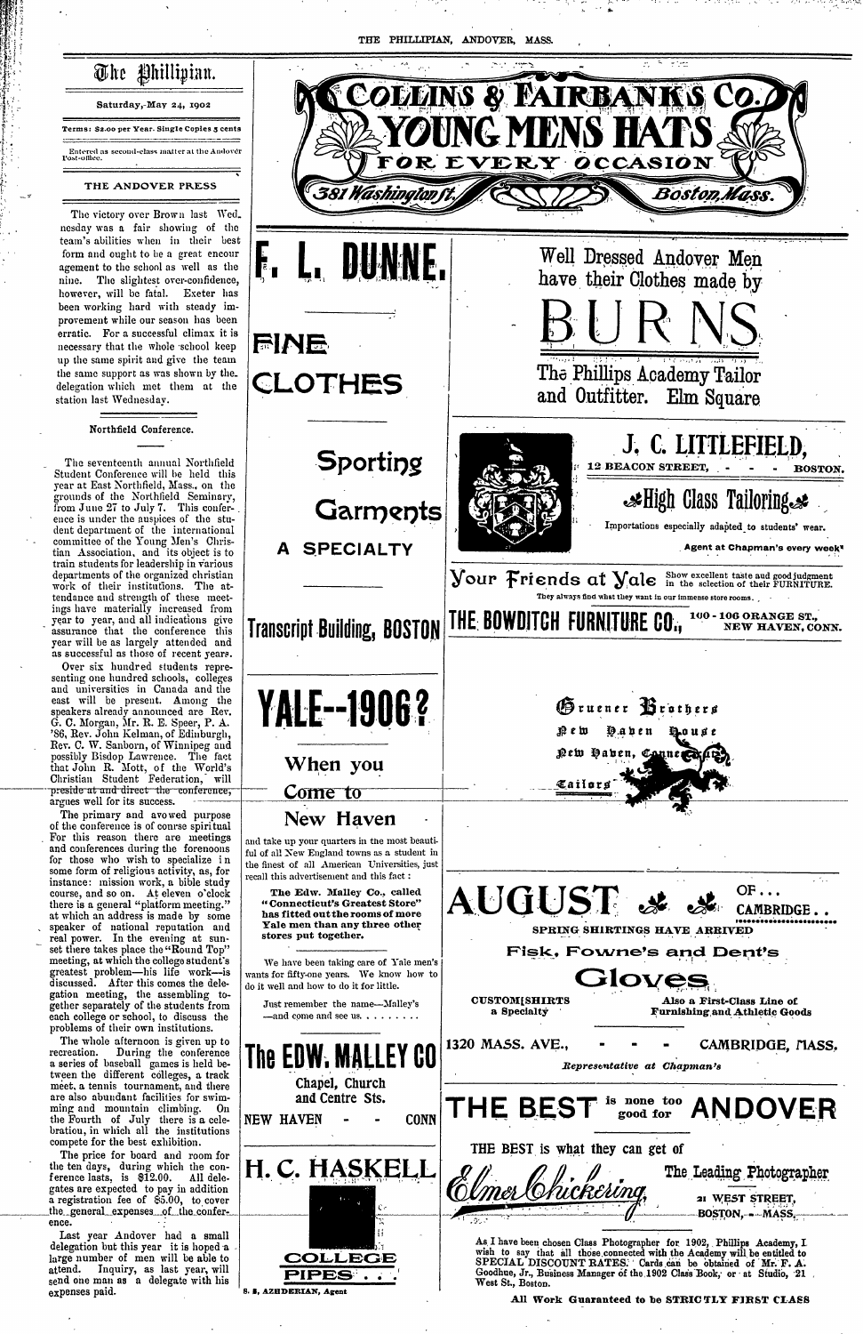# The Phillipian.

Saturday, May 24, 1902

Terms: $2.00 per Year. Single Copies 5 cents

Entered as second-class matter at the Andover Post-office.

THE ANDOVER PRESS

The victory over Brown last Wednesday was a fair showing of the team's abilities when in their best form and ought to be a great encouragement to the school as well as the nine. The slightest over-confidence, however, will be fatal. Exeter has been working hard with steady improvement while our season has been erratic. For a successful climax it is necessary that the whole school keep up the same spirit and give the team the same support as was shown by the delegation which met them at the station last Wednesday.

## Northfield Conference.

The seventeenth annual Northfield Student Conference will be held this year at East Northfield, Mass., on the grounds of the Northfield Seminary, from June 27 to July 7. This conference is under the auspices of the student department of the international committee of the Young Men's Christian Association, and its object is to train students for leadership in various departments of the organized christian work of their institutions. The attendance and strength of these meetings have materially increased from year to year, and all indications give assurance that the conference this year will be as largely attended and as successful as those of recent years.

Over six hundred students representing one hundred schools, colleges and universities in Canada and the east will be present. Among the speakers already announced are Rev. G. C. Morgan, Mr. R. E. Speer, P. A. '86, Rev. John Kelman, of Edinburgh, Rev. C. W. Sanborn, of Winnipeg and possibly Bishop Lawrence. The fact that John R. Mott, of the World's Christian Student Federation, will preside at and direct the conference, argues well for its success.

The primary and avowed purpose of the conference is of course spiritual. For this reason there are meetings and conferences during the forenoons for those who wish to specialize in some form of religious activity, as, for instance: mission work, a bible study course, and so on. At eleven o'clock there is a general "platform meeting," at which an address is made by some speaker of national reputation and real power. In the evening at sunset there takes place the "Round Top" meeting, at which the college student's greatest problem—his life work—is discussed. After this comes the delegation meeting, the assembling together separately of the students from each college or school, to discuss the problems of their own institutions.

The whole afternoon is given up to recreation. During the conference a series of baseball games is held between the different colleges, a track meet, a tennis tournament, and there are also abundant facilities for swimming and mountain climbing. On the Fourth of July there is a celebration, in which all the institutions compete for the best exhibition.

The price for board and room for the ten days, during which the conference lasts, is $12.00. All delegates are expected to pay in addition a registration fee of $5.00, to cover the general expenses of the conference.

Last year Andover had a small delegation but this year it is hoped a large number of men will be able to attend. Inquiry, as last year, will send one man as a delegate with his expenses paid.

---

**COLLINS & FAIRBANKS CO.**
**YOUNG MENS HATS**
FOR EVERY OCCASION
381 Washington St. Boston, Mass.

---

**F. L. DUNNE.**

**FINE CLOTHES**

**Sporting Garments**

**A SPECIALTY**

**Transcript Building, BOSTON**

---

Well Dressed Andover Men have their Clothes made by

**BURNS**

The Phillips Academy Tailor and Outfitter. Elm Square

---

**J. C. LITTLEFIELD,**
12 BEACON STREET, BOSTON.

**High Class Tailoring**

Importations especially adapted to students' wear.

Agent at Chapman's every week

---

Your Friends at Yale Show excellent taste and good judgment in the selection of their FURNITURE. They always find what they want in our immense store rooms.

**THE BOWDITCH FURNITURE CO.,** 100-106 ORANGE ST., NEW HAVEN, CONN.

---

**YALE--1906?**

**When you Come to New Haven**

and take up your quarters in the most beautiful of all New England towns as a student in the finest of all American Universities, just recall this advertisement and this fact:

**The Edw. Malley Co., called "Connecticut's Greatest Store" has fitted out the rooms of more Yale men than any three other stores put together.**

We have been taking care of Yale men's wants for fifty-one years. We know how to do it well and how to do it for little.

Just remember the name—Malley's —and come and see us. . . . . . . . .

**The EDW. MALLEY CO**
Chapel, Church and Centre Sts.
NEW HAVEN - - - CONN

---

Gruener Brothers
New Haven House
New Haven, Conn.
Tailors

---

**AUGUST** OF . . . CAMBRIDGE . .

SPRING SHIRTINGS HAVE ARRIVED

Fisk, Fowne's and Dent's

**Gloves**

CUSTOM SHIRTS a Specialty

Also a First-Class Line of Furnishing and Athletic Goods

1320 MASS. AVE., - - - CAMBRIDGE, MASS.

*Representative at Chapman's*

---

**H. C. HASKELL**

**COLLEGE PIPES . . .**

S. S. AZHDERIAN, Agent

---

**THE BEST** is none too good for **ANDOVER**

THE BEST is what they can get of

*Elmer Chickering*

The Leading Photographer

21 WEST STREET, BOSTON, - - MASS.

As I have been chosen Class Photographer for 1902, Phillips Academy, I wish to say that all those connected with the Academy will be entitled to SPECIAL DISCOUNT RATES. Cards can be obtained of Mr. F. A. Goodhue, Jr., Business Manager of the 1902 Class Book, or at Studio, 21 West St., Boston.

All Work Guaranteed to be STRICTLY FIRST CLASS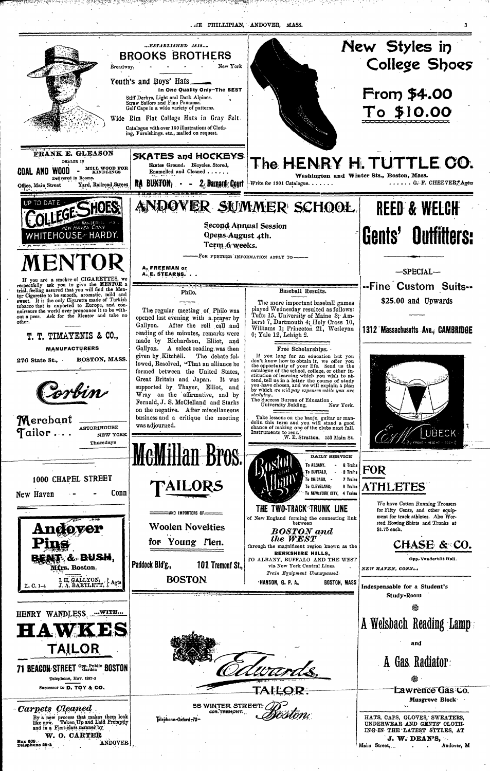## ...ESTABLISHED 1818....

## BROOKS BROTHERS

Broadway, New York

**Youth's and Boys' Hats**

In One Quality Only—The BEST

Stiff Derbys, Light and Dark Alpines.
Straw Sailors and Fine Panamas.
Golf Caps in a wide variety of patterns.

Wide Rim Flat College Hats in Gray Felt.

Catalogue with over 150 illustrations of Clothing, Furnishings, etc., mailed on request.

# New Styles in College Shoes

# From $4.00 To $10.00

**FRANK E. GLEASON**

DEALER IN

**COAL AND WOOD** - MILL WOOD FOR KINDLINGS

Delivered in Rooms.

Office, Main Street Yard, Railroad Street

**SKATES and HOCKEYS**

Skates Ground. Bicycles. Stored, Enamelled and Cleaned ......

**RA BUXTON, - - 2 Barnard Court**

# The HENRY H. TUTTLE CO.

Washington and Winter Sts., Boston, Mass.

Write for 1901 Catalogue. ...... G. F. CHEEVER, Agent

UP TO DATE

**COLLEGE SHOES**

VANDERBILT HALL NEW HAVEN CONN

WHITEHOUSE-HARDY.

# MENTOR

If you are a smoker of CIGARETTES, we respectfully ask you to give the MENTOR a trial, feeling assured that you will find the Mentor Cigarette to be smooth, aromatic, mild and sweet. It is the only Cigarette made of Turkish tobacco that is exported to Europe, and connoisseurs the world over pronounce it to be without a peer. Ask for the Mentor and take no other.

**T. T. TIMAYENIS & CO.,**

MANUFACTURERS

276 State St., BOSTON, MASS.

**Corbin**

**Merchant Tailor ...**

ASTOR HOUSE NEW YORK Thursdays

1000 CHAPEL STREET

New Haven - - - Conn

# ANDOVER SUMMER SCHOOL.

Second Annual Session
Opens August 4th.
Term 6 weeks.

FOR FURTHER INFORMATION APPLY TO

A. FREEMAN or
A. E. STEARNS. . .

### Philo.

The regular meeting of Philo was opened last evening with a prayer by Gallyon. After the roll call and reading of the minutes, remarks were made by Richardson, Elliot, and Gallyon. A select reading was then given by Kitchell. The debate followed, Resolved, "That an alliance be formed between the United States, Great Britain and Japan. It was supported by Thayer, Elliot, and Wray on the affirmative, and by Fernald, J. S. McClelland and Starks on the negative. After miscellaneous business and a critique the meeting was adjourned.

### Baseball Results.

The more important baseball games played Wednesday resulted as follows: Tufts 15, University of Maine 3; Amherst 7, Dartmouth 4; Holy Cross 10, Williams 1; Princeton 21, Wesleyan 0; Yale 12, Lehigh 2.

### Free Scholarships.

If you long for an education but you don't know how to obtain it, we offer you the opportunity of your life. Send us the catalogue of the school, college, or other institution of learning which you wish to attend, tell us in a letter the course of study you have chosen, and we will explain a plan by which *we will pay expenses while you are studying*.

The Success Bureau of Education.
University Building, New York.

Take lessons on the banjo, guitar or mandolin this term and you will stand a good chance of making one of the clubs next fall. Instruments to rent.

W. E. Stratton, 153 Main St.

# REED & WELCH

# Gents' Outfitters:

—SPECIAL—

**--Fine Custom Suits--**

**$25.00 and Upwards**

**1312 Massachusetts Ave., CAMBRIDGE**

LUBECK

# McMillan Bros.

# TAILORS

AND IMPORTERS OF

Woolen Novelties
for Young Men.

Paddock Bld'g, 101 Tremont St.,
BOSTON

**Boston and Albany**

DAILY SERVICE

| | |
|---|---|
| To ALBANY. | 8 Trains |
| To BUFFALO, | 8 Trains |
| To CHICAGO. | 7 Trains |
| To CLEVELAND; | 6 Trains |
| To NEWYORK CITY, | 4 Trains |

**THE TWO-TRACK TRUNK LINE**

of New England forming the connecting link between

***BOSTON and the WEST***

through the magnificent region known as the

**BERKSHIRE HILLS,**

TO ALBANY, BUFFALO AND THE WEST via New York Central Lines.

*Train Equipment Unsurpassed.*

HANSON, G. P. A., BOSTON, MASS

# FOR ATHLETES

We have Cotton Running Trousers for Fifty Cents, and other equipment for track athletes. Also Worsted Rowing Shirts and Trunks at $1.75 each.

**CHASE & CO.**

Opp. Vanderbilt Hall.

*NEW HAVEN, CONN.*

**Andover Pins**

**BENT & BUSH,**

Mfrs. Boston,

L. C. 1-4 I. H. GALLYON, J. A. BARTLETT, Agts

HENRY WANDLESS ...WITH...

# HAWKES

# TAILOR

**71 BEACON STREET** Opp. Public Garden **BOSTON**

Telephone, Hay. 1387-3

Successor to D. TOY & CO.

***Carpets Cleaned***

By a new process that makes them look like new. Taken Up and Laid Promptly and in a First-class manner by

**W. O. CARTER**

Box 609. Telephone 23-2 ANDOVER

**Edwards,**

TAILOR.

58 WINTER STREET, COR. TREMONT. Boston.

Telephone-Oxford-70-

Indespensable for a Student's Study-Room

# A Welsbach Reading Lamp

and

# A Gas Radiator:

Lawrence Gas Co.

Musgrove Block

HATS, CAPS, GLOVES, SWEATERS, UNDERWEAR AND GENTS' CLOTHING IN THE LATEST STYLES, AT

**J. W. DEAN'S,**

Main Street, . . . Andover, M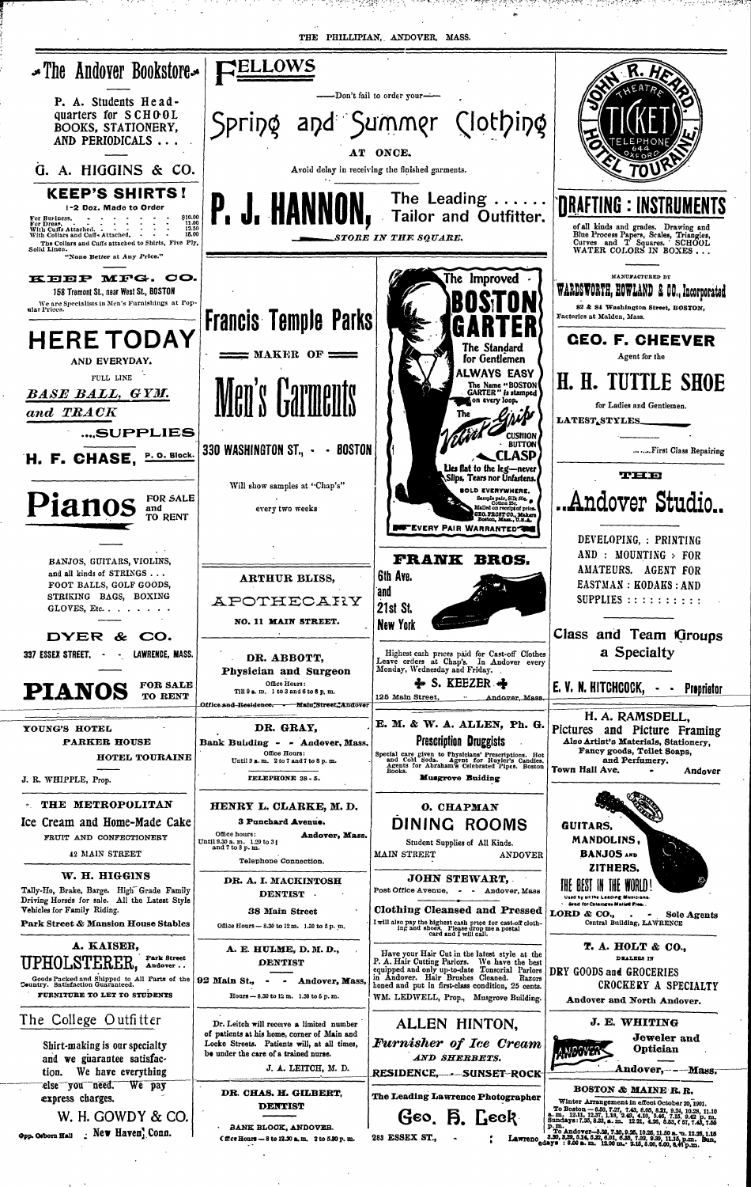## The Andover Bookstore

P. A. Students Headquarters for SCHOOL BOOKS, STATIONERY, AND PERIODICALS . . .

G. A. HIGGINS & CO.

## KEEP'S SHIRTS!

I-2 Doz. Made to Order

| | |
|---|---|
| For Business, | $10.00 |
| For Dress, | 11.00 |
| With Cuffs Attached, | 12.50 |
| With Collars and Cuffs Attached, | 15.00 |

The Collars and Cuffs attached to Shirts, Five Ply, Solid Linen.

"None Better at Any Price."

**KEEP MFG. CO.**

158 Tremont St., near West St., BOSTON

We are Specialists in Men's Furnishings at Popular Prices.

## HERE TODAY

AND EVERYDAY.

FULL LINE

***BASE BALL, GYM. and TRACK***

....SUPPLIES

**H. F. CHASE,** P. O. Block.

## Pianos FOR SALE and TO RENT

BANJOS, GUITARS, VIOLINS, and all kinds of STRINGS . . . FOOT BALLS, GOLF GOODS, STRIKING BAGS, BOXING GLOVES, Etc. . . . . . . .

**DYER & CO.**

337 ESSEX STREET. - - LAWRENCE, MASS.

## PIANOS FOR SALE TO RENT

---

## FELLOWS

——Don't fail to order your——

## Spring and Summer Clothing

AT ONCE.

Avoid delay in receiving the finished garments.

## P. J. HANNON, The Leading . . . . . . Tailor and Outfitter.

*STORE IN THE SQUARE.*

## Francis Temple Parks

MAKER OF

## Men's Garments

330 WASHINGTON ST., - - BOSTON

Will show samples at "Chap's"

every two weeks

## The Improved BOSTON GARTER

The Standard for Gentlemen

ALWAYS EASY

The Name "BOSTON GARTER" is stamped on every loop.

The Velvet Grip CUSHION BUTTON CLASP

Lies flat to the leg—never Slips, Tears nor Unfastens.

SOLD EVERYWHERE.

Sample pair, Silk 50c., Cotton 25c. Mailed on receipt of price.

GEO. FROST CO., Makers Boston, Mass., U.S.A.

EVERY PAIR WARRANTED

---

## R. HEARD

THEATRE TICKETS

TELEPHONE 644 OXFORD

HOTEL TOURAINE

## DRAFTING : INSTRUMENTS

of all kinds and grades. Drawing and Blue Process Papers, Scales, Triangles, Curves and T Squares. SCHOOL WATER COLORS IN BOXES . . .

MANUFACTURED BY

**WADSWORTH, HOWLAND & CO., Incorporated**

82 & 84 Washington Street, BOSTON, Factories at Malden, Mass.

## GEO. F. CHEEVER

Agent for the

## H. H. TUTTLE SHOE

for Ladies and Gentlemen.

LATEST STYLES

.......First Class Repairing

THE

## ..Andover Studio..

DEVELOPING, : PRINTING AND : MOUNTING : FOR AMATEURS. AGENT FOR EASTMAN : KODAKS : AND SUPPLIES : : : : : : : : : :

Class and Team Groups a Specialty

**E. V. N. HITCHCOCK,** - - Proprietor

---

**ARTHUR BLISS,**

APOTHECARY

NO. 11 MAIN STREET.

**DR. ABBOTT,**

Physician and Surgeon

Office Hours:
Till 9 a. m. 1 to 3 and 6 to 8 p. m.

Office and Residence, - - Main Street, Andover

---

**FRANK BROS.**

6th Ave. and 21st St. New York

Highest cash prices paid for Cast-off Clothes

Leave orders at Chap's. In Andover every Monday, Wednesday and Friday.

**S. KEEZER**

125 Main Street, - - Andover, Mass.

---

**YOUNG'S HOTEL**

PARKER HOUSE

HOTEL TOURAINE

J. R. WHIPPLE, Prop.

**THE METROPOLITAN**

Ice Cream and Home-Made Cake

FRUIT AND CONFECTIONERY

42 MAIN STREET

**W. H. HIGGINS**

Tally-Ho, Brake, Barge. High Grade Family Driving Horses for sale. All the Latest Style Vehicles for Family Riding.

Park Street & Mansion House Stables

**A. KAISER,**

## UPHOLSTERER, Park Street Andover . .

Goods Packed and Shipped to All Parts of the Country. Satisfaction Guaranteed.

FURNITURE TO LET TO STUDENTS

## The College Outfitter

Shirt-making is our specialty and we guarantee satisfaction. We have everything else you need. We pay express charges.

**W. H. GOWDY & CO.**

Opp. Osborn Hall : New Haven, Conn.

---

**DR. GRAY,**

Bank Building - - Andover, Mass.

Office Hours:
Until 9 a. m. 2 to 7 and 7 to 8 p. m.

TELEPHONE 38-5.

**HENRY L. CLARKE, M. D.**

3 Punchard Avenue.

Office hours: Until 9.30 a. m. 1.30 to 3½ and 7 to 8 p. m. — Andover, Mass.

Telephone Connection.

**DR. A. I. MACKINTOSH**

DENTIST

38 Main Street

Office Hours—8.30 to 12 m. 1.30 to 5 p. m.

**A. E. HULME, D. M. D.,**

DENTIST

92 Main St., - - Andover, Mass.

Hours—8.30 to 12 m. 1.30 to 5 p. m.

Dr. Leitch will receive a limited number of patients at his home, corner of Main and Locke Streets. Patients will, at all times, be under the care of a trained nurse.

J. A. LEITCH, M. D.

**DR. CHAS. H. GILBERT,**

DENTIST

BANK BLOCK, ANDOVER.

Office Hours—8 to 12.30 a. m. 2 to 5.30 p. m.

---

**E. M. & W. A. ALLEN, Ph. G.**

Prescription Druggists

Special care given to Physicians' Prescriptions. Hot and Cold Soda. Agent for Huyler's Candies. Agents for Abraham's Celebrated Pipes. Boston Books.

Musgrove Building

**O. CHAPMAN**

## DINING ROOMS

Student Supplies of All Kinds.

MAIN STREET — ANDOVER

**JOHN STEWART,**

Post Office Avenue, - - Andover, Mass

Clothing Cleansed and Pressed

I will also pay the highest cash price for cast-off clothing and shoes. Please drop me a postal card and I will call.

Have your Hair Cut in the latest style at the P. A. Hair Cutting Parlors. We have the best equipped and only up-to-date Tonsorial Parlors in Andover. Hair Brushes Cleaned. Razors honed and put in first-class condition, 25 cents.

WM. LEDWELL, Prop., Musgrove Building.

## ALLEN HINTON,

*Furnisher of Ice Cream AND SHERBETS.*

RESIDENCE, - - SUNSET ROCK

The Leading Lawrence Photographer

## Geo. B. Leck

283 ESSEX ST., - - Lawrence

---

**H. A. RAMSDELL,**

Pictures and Picture Framing

Also Artist's Materials, Stationery, Fancy goods, Toilet Soaps, and Perfumery.

Town Hall Ave. - - Andover

GUITARS, MANDOLINS, BANJOS AND ZITHERS.

THE BEST IN THE WORLD!

Used by all the Leading Musicians. Send for Catalogue Mailed Free.

LORD & CO., - - Sole Agents

Central Building, LAWRENCE

**T. A. HOLT & CO.,**

DEALERS IN

DRY GOODS and GROCERIES

CROCKERY A SPECIALTY

Andover and North Andover.

**J. E. WHITING**

Jeweler and Optician

Andover, - - Mass.

**BOSTON & MAINE R. R.**

Winter Arrangement in effect October 20, 1901.

To Boston—6.50, 7.07, 7.43, 8.05, 8.21, 9.24, 10.28, 11.10 a. m. 12.11, 12.37, 1.18, 2.40, 4.10, 5.46, 7.15, 9.42 p. m. Sundays: 7.38, 8.33, a. m. 12.21, 4.26, 5.53, 6.57, 7.43, 7.55 p. m.

To Andover—6.50, 7.30, 9.35, 10.26, 11.25 a. m. 12.35, 1.15 3.30, 3.39, 5.14, 5.32, 6.01, 6.30, 7.02, 9.30, 11.15 p. m. Sundays: 8.00 a. m. 12.00 m. 2.15, 5.00, 6.00, 8.41 p. m.